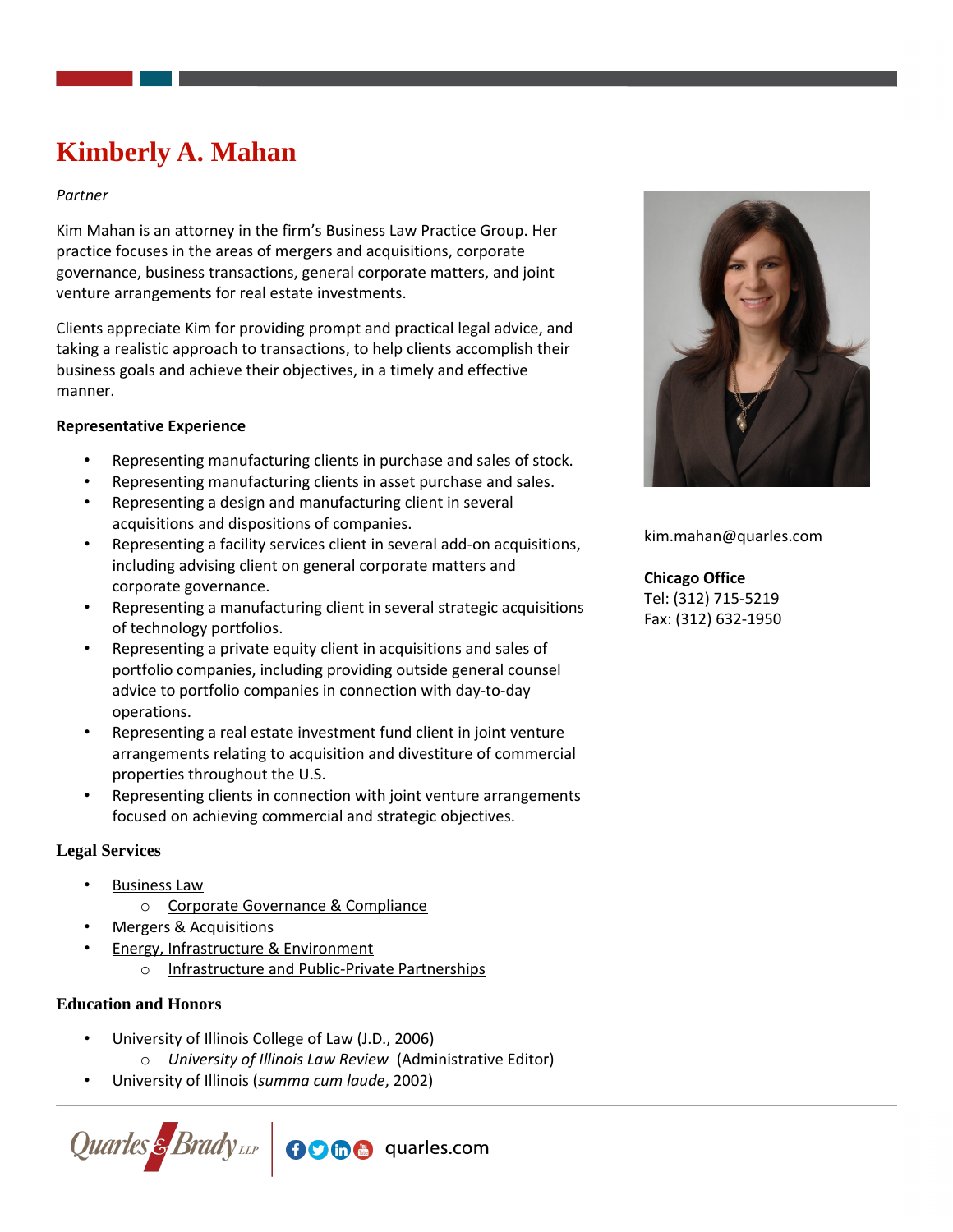# Kimberly A. Mahan

*Partner*

Kim Mahan is an attorney in the firm's Business Law Practice Group. Her practice focuses in the areas of mergers and acquisitions, corporate governance, business transactions, general corporate matters, and joint venture arrangements for real estate investments.

Clients appreciate Kim for providing prompt and practical legal advice, and taking a realistic approach to transactions, to help clients accomplish their business goals and achieve their objectives, in a timely and effective manner.

kim.mahan@quarles.com

**Chicago Office**
Tel: (312) 715-5219
Fax: (312) 632-1950

**Representative Experience**

- Representing manufacturing clients in purchase and sales of stock.
- Representing manufacturing clients in asset purchase and sales.
- Representing a design and manufacturing client in several acquisitions and dispositions of companies.
- Representing a facility services client in several add-on acquisitions, including advising client on general corporate matters and corporate governance.
- Representing a manufacturing client in several strategic acquisitions of technology portfolios.
- Representing a private equity client in acquisitions and sales of portfolio companies, including providing outside general counsel advice to portfolio companies in connection with day-to-day operations.
- Representing a real estate investment fund client in joint venture arrangements relating to acquisition and divestiture of commercial properties throughout the U.S.
- Representing clients in connection with joint venture arrangements focused on achieving commercial and strategic objectives.

## Legal Services

- Business Law
  - Corporate Governance & Compliance
- Mergers & Acquisitions
- Energy, Infrastructure & Environment
  - Infrastructure and Public-Private Partnerships

## Education and Honors

- University of Illinois College of Law (J.D., 2006)
  - *University of Illinois Law Review* (Administrative Editor)
- University of Illinois (*summa cum laude*, 2002)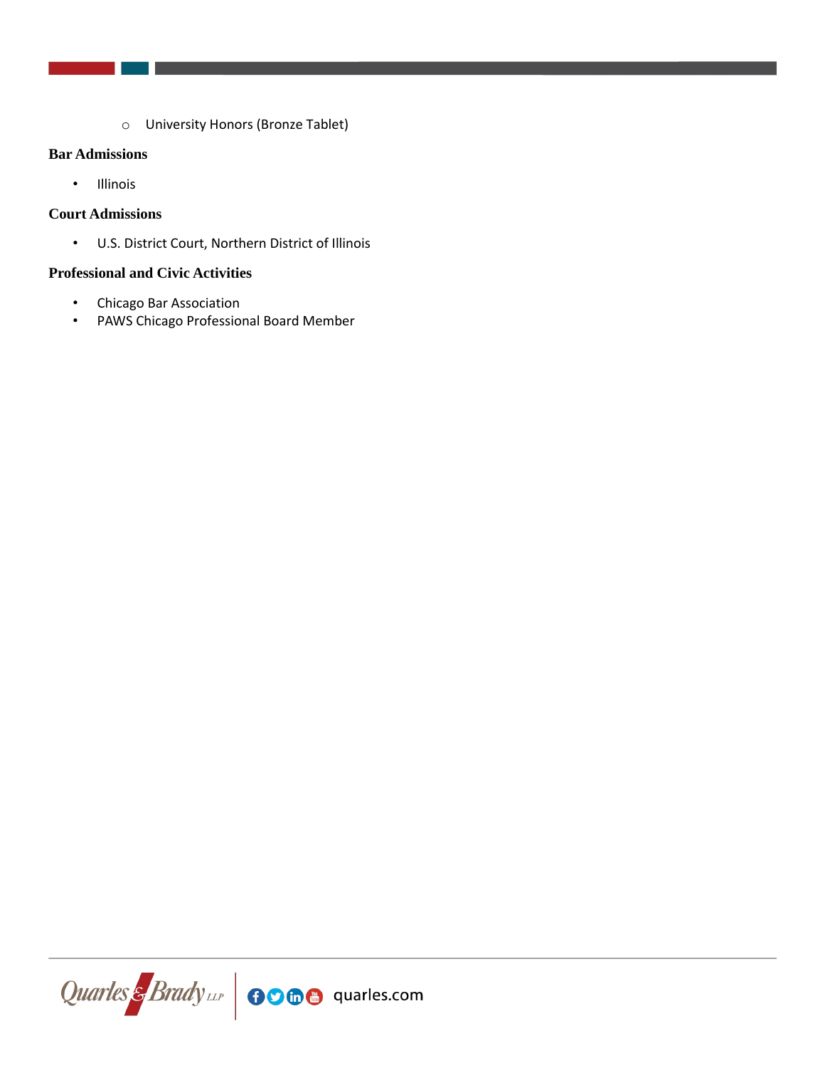- University Honors (Bronze Tablet)

## Bar Admissions

- Illinois

## Court Admissions

- U.S. District Court, Northern District of Illinois

## Professional and Civic Activities

- Chicago Bar Association
- PAWS Chicago Professional Board Member